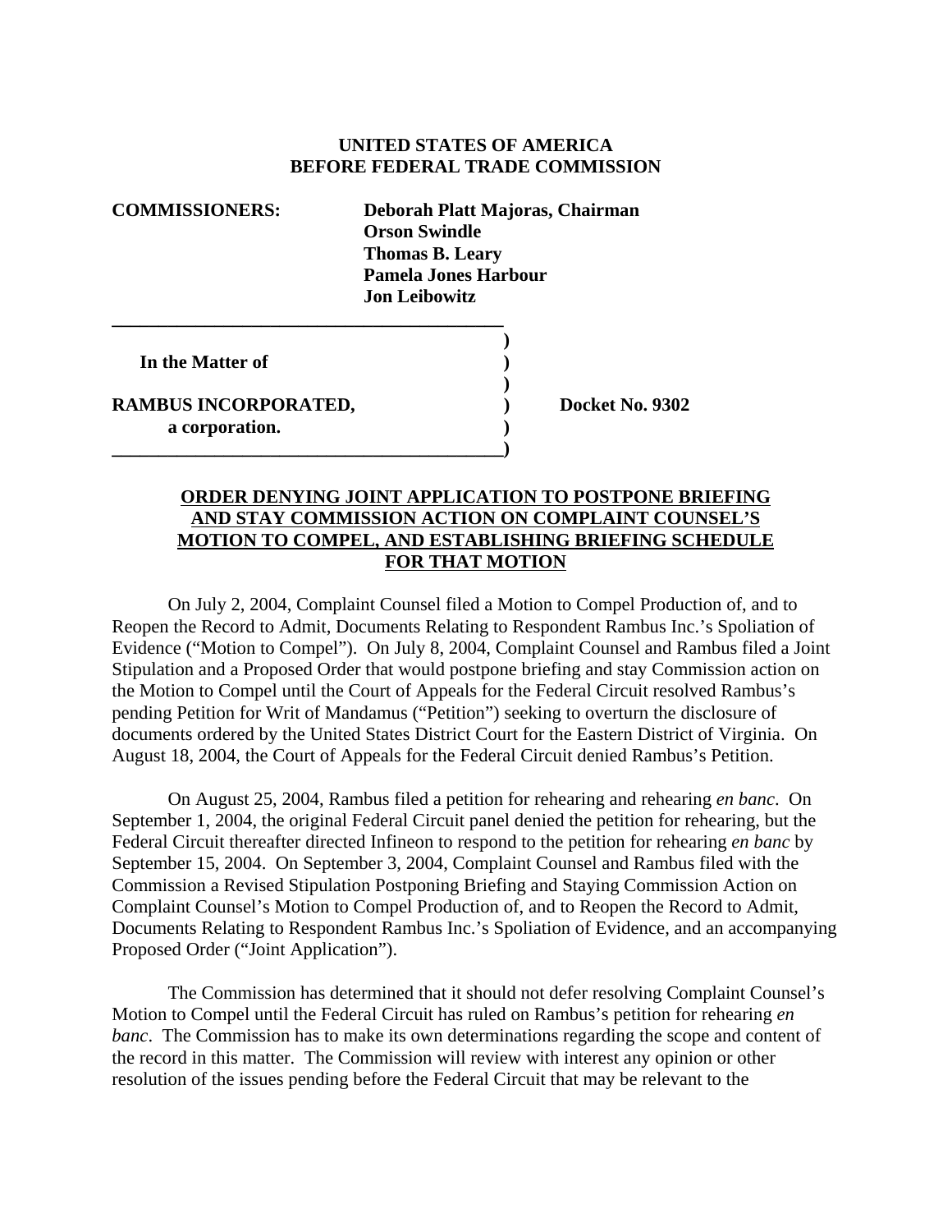**UNITED STATES OF AMERICA**
**BEFORE FEDERAL TRADE COMMISSION**

**COMMISSIONERS:** **Deborah Platt Majoras, Chairman**
**Orson Swindle**
**Thomas B. Leary**
**Pamela Jones Harbour**
**Jon Leibowitz**

| | | |
|---|---|---|
| **In the Matter of** | **)** | |
| | **)** | |
| **RAMBUS INCORPORATED,** | **)** | **Docket No. 9302** |
| **a corporation.** | **)** | |

**ORDER DENYING JOINT APPLICATION TO POSTPONE BRIEFING AND STAY COMMISSION ACTION ON COMPLAINT COUNSEL'S MOTION TO COMPEL, AND ESTABLISHING BRIEFING SCHEDULE FOR THAT MOTION**

On July 2, 2004, Complaint Counsel filed a Motion to Compel Production of, and to Reopen the Record to Admit, Documents Relating to Respondent Rambus Inc.'s Spoliation of Evidence ("Motion to Compel"). On July 8, 2004, Complaint Counsel and Rambus filed a Joint Stipulation and a Proposed Order that would postpone briefing and stay Commission action on the Motion to Compel until the Court of Appeals for the Federal Circuit resolved Rambus's pending Petition for Writ of Mandamus ("Petition") seeking to overturn the disclosure of documents ordered by the United States District Court for the Eastern District of Virginia. On August 18, 2004, the Court of Appeals for the Federal Circuit denied Rambus's Petition.

On August 25, 2004, Rambus filed a petition for rehearing and rehearing *en banc*. On September 1, 2004, the original Federal Circuit panel denied the petition for rehearing, but the Federal Circuit thereafter directed Infineon to respond to the petition for rehearing *en banc* by September 15, 2004. On September 3, 2004, Complaint Counsel and Rambus filed with the Commission a Revised Stipulation Postponing Briefing and Staying Commission Action on Complaint Counsel's Motion to Compel Production of, and to Reopen the Record to Admit, Documents Relating to Respondent Rambus Inc.'s Spoliation of Evidence, and an accompanying Proposed Order ("Joint Application").

The Commission has determined that it should not defer resolving Complaint Counsel's Motion to Compel until the Federal Circuit has ruled on Rambus's petition for rehearing *en banc*. The Commission has to make its own determinations regarding the scope and content of the record in this matter. The Commission will review with interest any opinion or other resolution of the issues pending before the Federal Circuit that may be relevant to the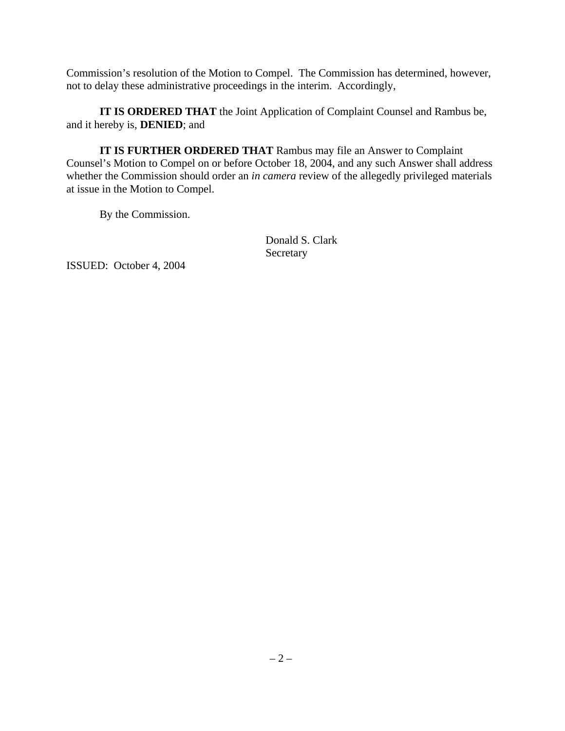Commission's resolution of the Motion to Compel. The Commission has determined, however, not to delay these administrative proceedings in the interim. Accordingly,

**IT IS ORDERED THAT** the Joint Application of Complaint Counsel and Rambus be, and it hereby is, **DENIED**; and

**IT IS FURTHER ORDERED THAT** Rambus may file an Answer to Complaint Counsel's Motion to Compel on or before October 18, 2004, and any such Answer shall address whether the Commission should order an *in camera* review of the allegedly privileged materials at issue in the Motion to Compel.

By the Commission.

Donald S. Clark
Secretary

ISSUED: October 4, 2004